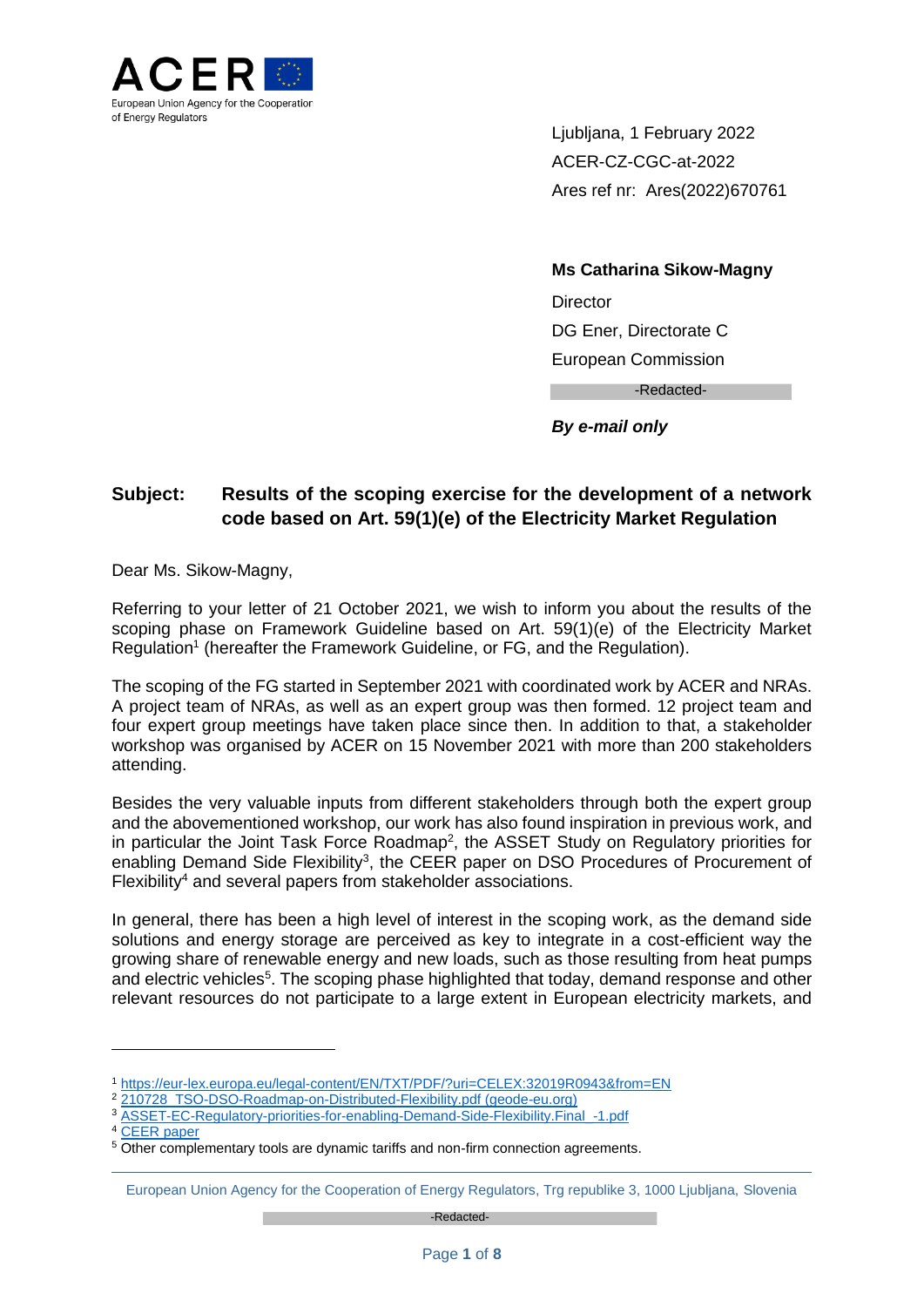ACER

European Union Agency for the Cooperation of Energy Regulators

Ljubljana, 1 February 2022
ACER-CZ-CGC-at-2022
Ares ref nr: Ares(2022)670761

**Ms Catharina Sikow-Magny**

Director

DG Ener, Directorate C

European Commission

-Redacted-

***By e-mail only***

**Subject: Results of the scoping exercise for the development of a network code based on Art. 59(1)(e) of the Electricity Market Regulation**

Dear Ms. Sikow-Magny,

Referring to your letter of 21 October 2021, we wish to inform you about the results of the scoping phase on Framework Guideline based on Art. 59(1)(e) of the Electricity Market Regulation[1] (hereafter the Framework Guideline, or FG, and the Regulation).

The scoping of the FG started in September 2021 with coordinated work by ACER and NRAs. A project team of NRAs, as well as an expert group was then formed. 12 project team and four expert group meetings have taken place since then. In addition to that, a stakeholder workshop was organised by ACER on 15 November 2021 with more than 200 stakeholders attending.

Besides the very valuable inputs from different stakeholders through both the expert group and the abovementioned workshop, our work has also found inspiration in previous work, and in particular the Joint Task Force Roadmap[2], the ASSET Study on Regulatory priorities for enabling Demand Side Flexibility[3], the CEER paper on DSO Procedures of Procurement of Flexibility[4] and several papers from stakeholder associations.

In general, there has been a high level of interest in the scoping work, as the demand side solutions and energy storage are perceived as key to integrate in a cost-efficient way the growing share of renewable energy and new loads, such as those resulting from heat pumps and electric vehicles[5]. The scoping phase highlighted that today, demand response and other relevant resources do not participate to a large extent in European electricity markets, and

---

[1] https://eur-lex.europa.eu/legal-content/EN/TXT/PDF/?uri=CELEX:32019R0943&from=EN

[2] 210728_TSO-DSO-Roadmap-on-Distributed-Flexibility.pdf (geode-eu.org)

[3] ASSET-EC-Regulatory-priorities-for-enabling-Demand-Side-Flexibility.Final_-1.pdf

[4] CEER paper

[5] Other complementary tools are dynamic tariffs and non-firm connection agreements.

European Union Agency for the Cooperation of Energy Regulators, Trg republike 3, 1000 Ljubljana, Slovenia

-Redacted-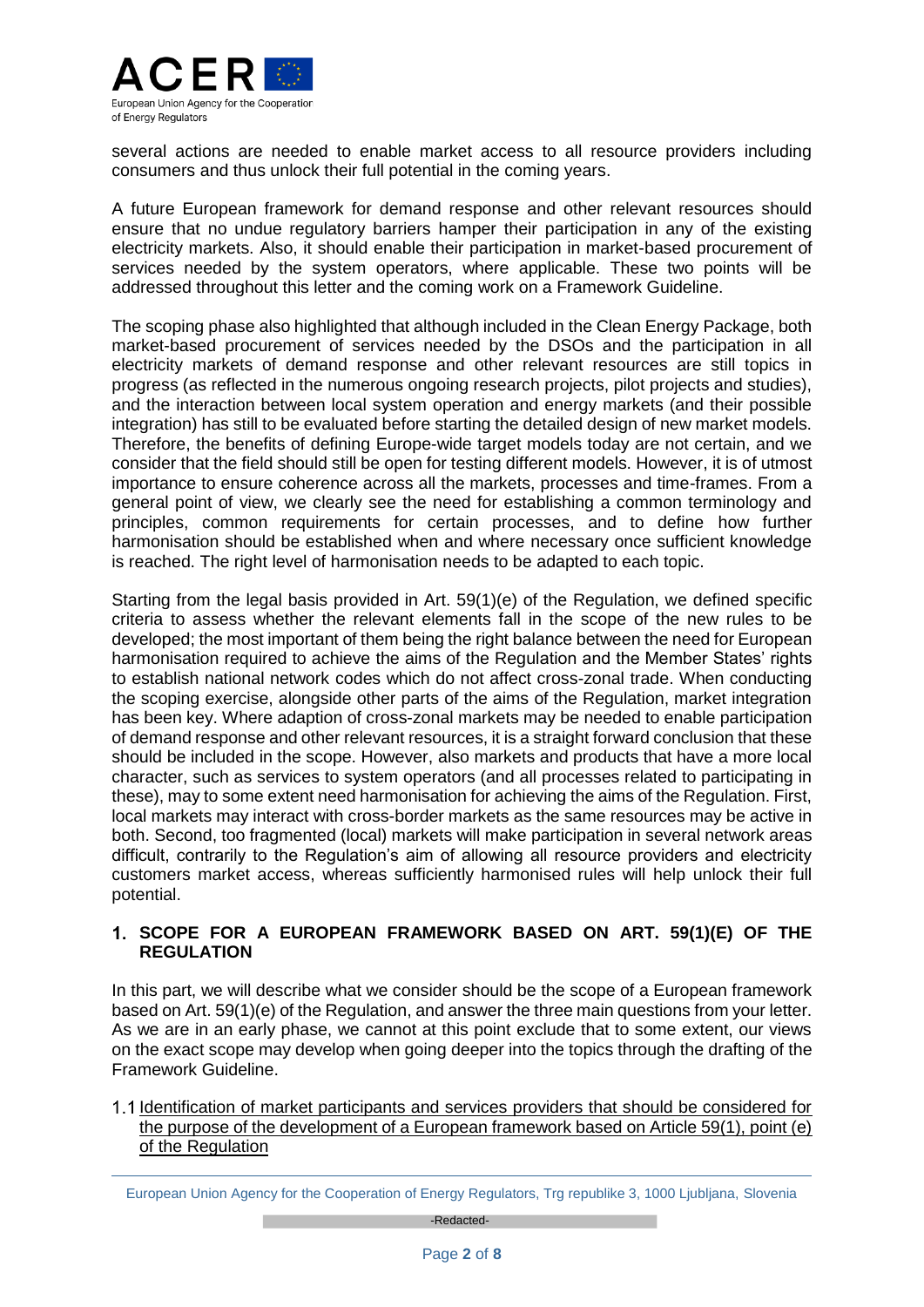several actions are needed to enable market access to all resource providers including consumers and thus unlock their full potential in the coming years.

A future European framework for demand response and other relevant resources should ensure that no undue regulatory barriers hamper their participation in any of the existing electricity markets. Also, it should enable their participation in market-based procurement of services needed by the system operators, where applicable. These two points will be addressed throughout this letter and the coming work on a Framework Guideline.

The scoping phase also highlighted that although included in the Clean Energy Package, both market-based procurement of services needed by the DSOs and the participation in all electricity markets of demand response and other relevant resources are still topics in progress (as reflected in the numerous ongoing research projects, pilot projects and studies), and the interaction between local system operation and energy markets (and their possible integration) has still to be evaluated before starting the detailed design of new market models. Therefore, the benefits of defining Europe-wide target models today are not certain, and we consider that the field should still be open for testing different models. However, it is of utmost importance to ensure coherence across all the markets, processes and time-frames. From a general point of view, we clearly see the need for establishing a common terminology and principles, common requirements for certain processes, and to define how further harmonisation should be established when and where necessary once sufficient knowledge is reached. The right level of harmonisation needs to be adapted to each topic.

Starting from the legal basis provided in Art. 59(1)(e) of the Regulation, we defined specific criteria to assess whether the relevant elements fall in the scope of the new rules to be developed; the most important of them being the right balance between the need for European harmonisation required to achieve the aims of the Regulation and the Member States' rights to establish national network codes which do not affect cross-zonal trade. When conducting the scoping exercise, alongside other parts of the aims of the Regulation, market integration has been key. Where adaption of cross-zonal markets may be needed to enable participation of demand response and other relevant resources, it is a straight forward conclusion that these should be included in the scope. However, also markets and products that have a more local character, such as services to system operators (and all processes related to participating in these), may to some extent need harmonisation for achieving the aims of the Regulation. First, local markets may interact with cross-border markets as the same resources may be active in both. Second, too fragmented (local) markets will make participation in several network areas difficult, contrarily to the Regulation's aim of allowing all resource providers and electricity customers market access, whereas sufficiently harmonised rules will help unlock their full potential.

## 1. SCOPE FOR A EUROPEAN FRAMEWORK BASED ON ART. 59(1)(E) OF THE REGULATION

In this part, we will describe what we consider should be the scope of a European framework based on Art. 59(1)(e) of the Regulation, and answer the three main questions from your letter. As we are in an early phase, we cannot at this point exclude that to some extent, our views on the exact scope may develop when going deeper into the topics through the drafting of the Framework Guideline.

### 1.1 Identification of market participants and services providers that should be considered for the purpose of the development of a European framework based on Article 59(1), point (e) of the Regulation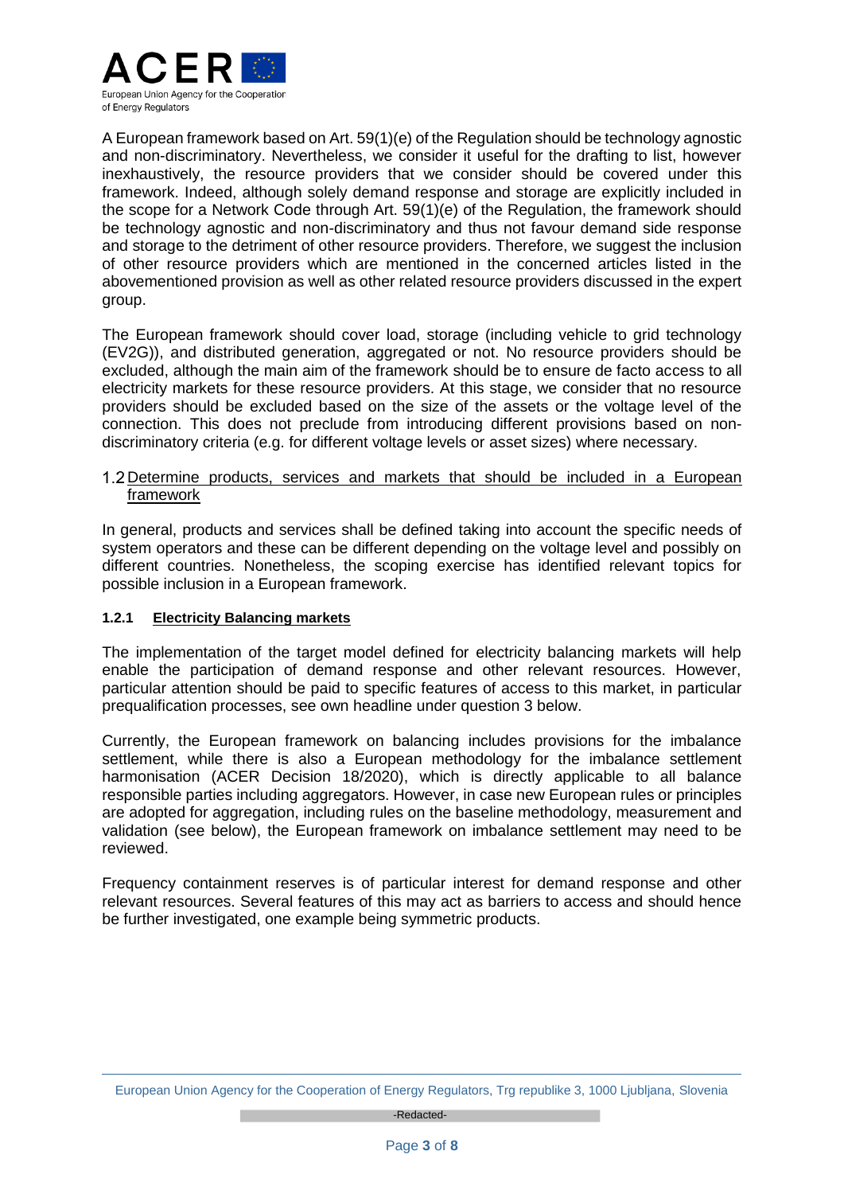A European framework based on Art. 59(1)(e) of the Regulation should be technology agnostic and non-discriminatory. Nevertheless, we consider it useful for the drafting to list, however inexhaustively, the resource providers that we consider should be covered under this framework. Indeed, although solely demand response and storage are explicitly included in the scope for a Network Code through Art. 59(1)(e) of the Regulation, the framework should be technology agnostic and non-discriminatory and thus not favour demand side response and storage to the detriment of other resource providers. Therefore, we suggest the inclusion of other resource providers which are mentioned in the concerned articles listed in the abovementioned provision as well as other related resource providers discussed in the expert group.

The European framework should cover load, storage (including vehicle to grid technology (EV2G)), and distributed generation, aggregated or not. No resource providers should be excluded, although the main aim of the framework should be to ensure de facto access to all electricity markets for these resource providers. At this stage, we consider that no resource providers should be excluded based on the size of the assets or the voltage level of the connection. This does not preclude from introducing different provisions based on non-discriminatory criteria (e.g. for different voltage levels or asset sizes) where necessary.

## 1.2 Determine products, services and markets that should be included in a European framework

In general, products and services shall be defined taking into account the specific needs of system operators and these can be different depending on the voltage level and possibly on different countries. Nonetheless, the scoping exercise has identified relevant topics for possible inclusion in a European framework.

### 1.2.1 Electricity Balancing markets

The implementation of the target model defined for electricity balancing markets will help enable the participation of demand response and other relevant resources. However, particular attention should be paid to specific features of access to this market, in particular prequalification processes, see own headline under question 3 below.

Currently, the European framework on balancing includes provisions for the imbalance settlement, while there is also a European methodology for the imbalance settlement harmonisation (ACER Decision 18/2020), which is directly applicable to all balance responsible parties including aggregators. However, in case new European rules or principles are adopted for aggregation, including rules on the baseline methodology, measurement and validation (see below), the European framework on imbalance settlement may need to be reviewed.

Frequency containment reserves is of particular interest for demand response and other relevant resources. Several features of this may act as barriers to access and should hence be further investigated, one example being symmetric products.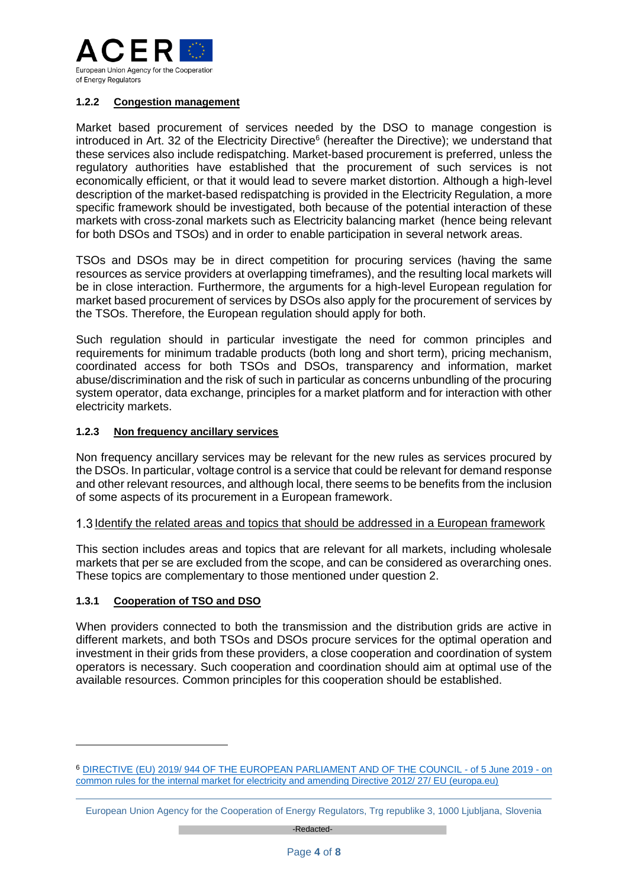#### 1.2.2 Congestion management

Market based procurement of services needed by the DSO to manage congestion is introduced in Art. 32 of the Electricity Directive[6] (hereafter the Directive); we understand that these services also include redispatching. Market-based procurement is preferred, unless the regulatory authorities have established that the procurement of such services is not economically efficient, or that it would lead to severe market distortion. Although a high-level description of the market-based redispatching is provided in the Electricity Regulation, a more specific framework should be investigated, both because of the potential interaction of these markets with cross-zonal markets such as Electricity balancing market (hence being relevant for both DSOs and TSOs) and in order to enable participation in several network areas.

TSOs and DSOs may be in direct competition for procuring services (having the same resources as service providers at overlapping timeframes), and the resulting local markets will be in close interaction. Furthermore, the arguments for a high-level European regulation for market based procurement of services by DSOs also apply for the procurement of services by the TSOs. Therefore, the European regulation should apply for both.

Such regulation should in particular investigate the need for common principles and requirements for minimum tradable products (both long and short term), pricing mechanism, coordinated access for both TSOs and DSOs, transparency and information, market abuse/discrimination and the risk of such in particular as concerns unbundling of the procuring system operator, data exchange, principles for a market platform and for interaction with other electricity markets.

#### 1.2.3 Non frequency ancillary services

Non frequency ancillary services may be relevant for the new rules as services procured by the DSOs. In particular, voltage control is a service that could be relevant for demand response and other relevant resources, and although local, there seems to be benefits from the inclusion of some aspects of its procurement in a European framework.

### 1.3 Identify the related areas and topics that should be addressed in a European framework

This section includes areas and topics that are relevant for all markets, including wholesale markets that per se are excluded from the scope, and can be considered as overarching ones. These topics are complementary to those mentioned under question 2.

#### 1.3.1 Cooperation of TSO and DSO

When providers connected to both the transmission and the distribution grids are active in different markets, and both TSOs and DSOs procure services for the optimal operation and investment in their grids from these providers, a close cooperation and coordination of system operators is necessary. Such cooperation and coordination should aim at optimal use of the available resources. Common principles for this cooperation should be established.

---

[6] DIRECTIVE (EU) 2019/ 944 OF THE EUROPEAN PARLIAMENT AND OF THE COUNCIL - of 5 June 2019 - on common rules for the internal market for electricity and amending Directive 2012/ 27/ EU (europa.eu)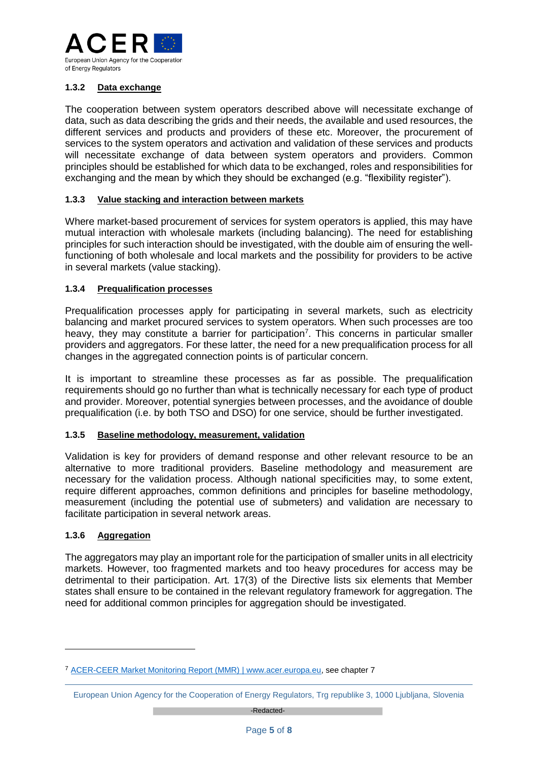### 1.3.2 Data exchange

The cooperation between system operators described above will necessitate exchange of data, such as data describing the grids and their needs, the available and used resources, the different services and products and providers of these etc. Moreover, the procurement of services to the system operators and activation and validation of these services and products will necessitate exchange of data between system operators and providers. Common principles should be established for which data to be exchanged, roles and responsibilities for exchanging and the mean by which they should be exchanged (e.g. "flexibility register").

### 1.3.3 Value stacking and interaction between markets

Where market-based procurement of services for system operators is applied, this may have mutual interaction with wholesale markets (including balancing). The need for establishing principles for such interaction should be investigated, with the double aim of ensuring the well-functioning of both wholesale and local markets and the possibility for providers to be active in several markets (value stacking).

### 1.3.4 Prequalification processes

Prequalification processes apply for participating in several markets, such as electricity balancing and market procured services to system operators. When such processes are too heavy, they may constitute a barrier for participation[7]. This concerns in particular smaller providers and aggregators. For these latter, the need for a new prequalification process for all changes in the aggregated connection points is of particular concern.

It is important to streamline these processes as far as possible. The prequalification requirements should go no further than what is technically necessary for each type of product and provider. Moreover, potential synergies between processes, and the avoidance of double prequalification (i.e. by both TSO and DSO) for one service, should be further investigated.

### 1.3.5 Baseline methodology, measurement, validation

Validation is key for providers of demand response and other relevant resource to be an alternative to more traditional providers. Baseline methodology and measurement are necessary for the validation process. Although national specificities may, to some extent, require different approaches, common definitions and principles for baseline methodology, measurement (including the potential use of submeters) and validation are necessary to facilitate participation in several network areas.

### 1.3.6 Aggregation

The aggregators may play an important role for the participation of smaller units in all electricity markets. However, too fragmented markets and too heavy procedures for access may be detrimental to their participation. Art. 17(3) of the Directive lists six elements that Member states shall ensure to be contained in the relevant regulatory framework for aggregation. The need for additional common principles for aggregation should be investigated.

---

[7] ACER-CEER Market Monitoring Report (MMR) | www.acer.europa.eu, see chapter 7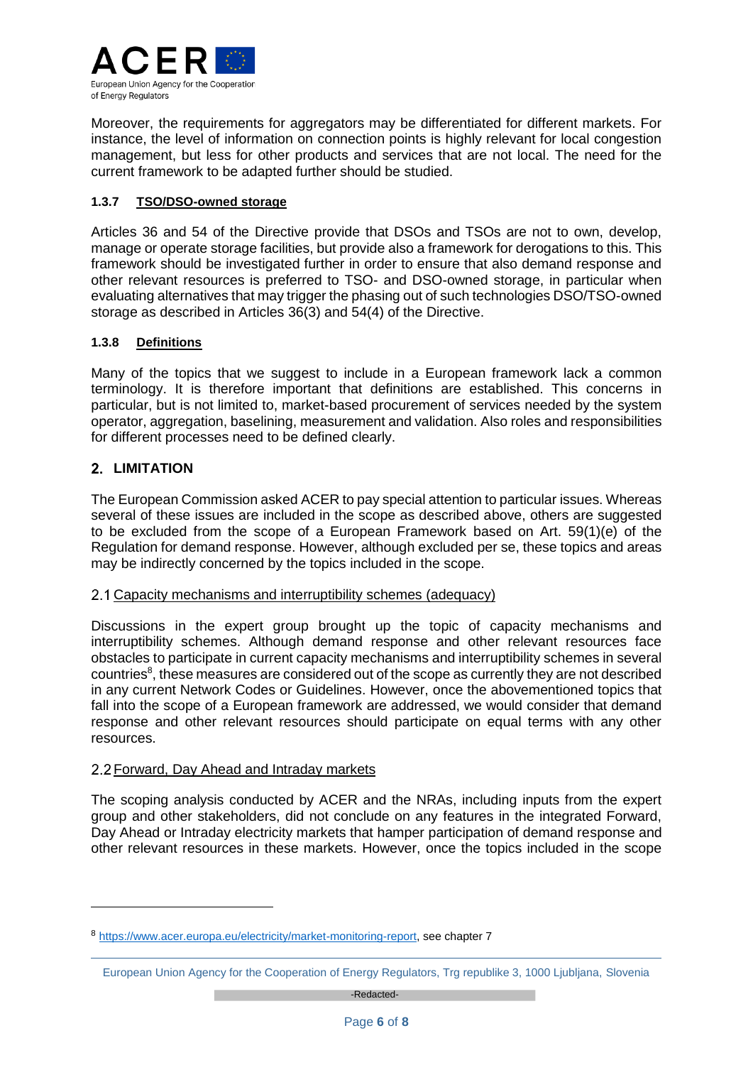Moreover, the requirements for aggregators may be differentiated for different markets. For instance, the level of information on connection points is highly relevant for local congestion management, but less for other products and services that are not local. The need for the current framework to be adapted further should be studied.

#### 1.3.7 TSO/DSO-owned storage

Articles 36 and 54 of the Directive provide that DSOs and TSOs are not to own, develop, manage or operate storage facilities, but provide also a framework for derogations to this. This framework should be investigated further in order to ensure that also demand response and other relevant resources is preferred to TSO- and DSO-owned storage, in particular when evaluating alternatives that may trigger the phasing out of such technologies DSO/TSO-owned storage as described in Articles 36(3) and 54(4) of the Directive.

#### 1.3.8 Definitions

Many of the topics that we suggest to include in a European framework lack a common terminology. It is therefore important that definitions are established. This concerns in particular, but is not limited to, market-based procurement of services needed by the system operator, aggregation, baselining, measurement and validation. Also roles and responsibilities for different processes need to be defined clearly.

## 2. LIMITATION

The European Commission asked ACER to pay special attention to particular issues. Whereas several of these issues are included in the scope as described above, others are suggested to be excluded from the scope of a European Framework based on Art. 59(1)(e) of the Regulation for demand response. However, although excluded per se, these topics and areas may be indirectly concerned by the topics included in the scope.

### 2.1 Capacity mechanisms and interruptibility schemes (adequacy)

Discussions in the expert group brought up the topic of capacity mechanisms and interruptibility schemes. Although demand response and other relevant resources face obstacles to participate in current capacity mechanisms and interruptibility schemes in several countries[8], these measures are considered out of the scope as currently they are not described in any current Network Codes or Guidelines. However, once the abovementioned topics that fall into the scope of a European framework are addressed, we would consider that demand response and other relevant resources should participate on equal terms with any other resources.

### 2.2 Forward, Day Ahead and Intraday markets

The scoping analysis conducted by ACER and the NRAs, including inputs from the expert group and other stakeholders, did not conclude on any features in the integrated Forward, Day Ahead or Intraday electricity markets that hamper participation of demand response and other relevant resources in these markets. However, once the topics included in the scope

[8] https://www.acer.europa.eu/electricity/market-monitoring-report, see chapter 7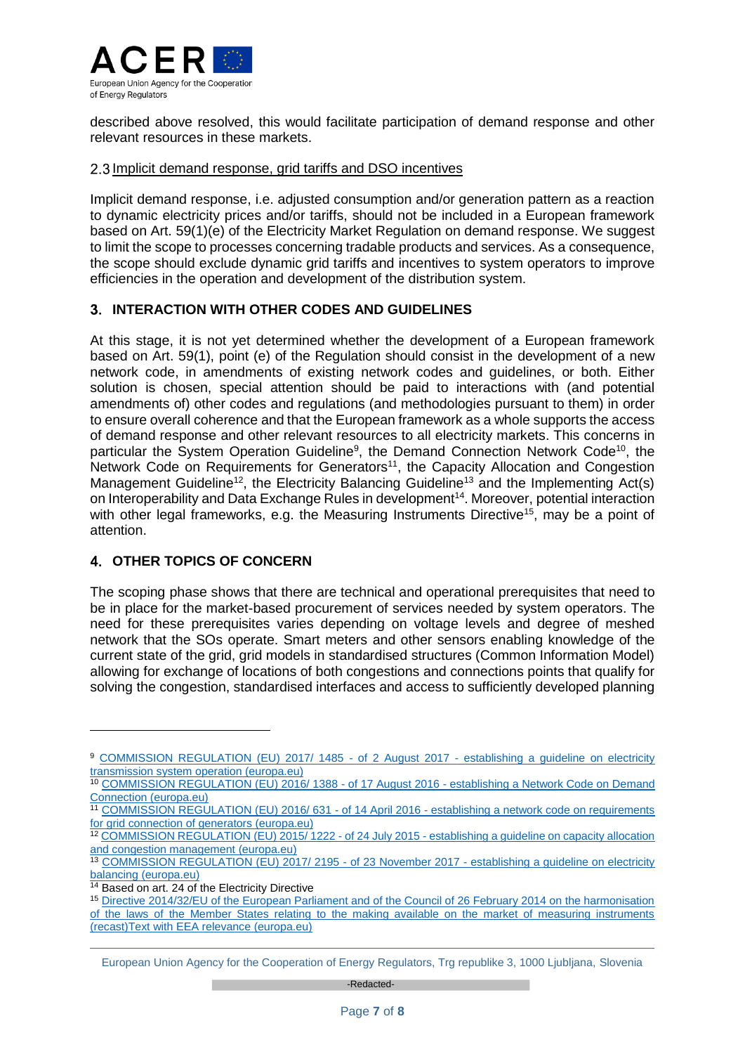described above resolved, this would facilitate participation of demand response and other relevant resources in these markets.

### 2.3 Implicit demand response, grid tariffs and DSO incentives

Implicit demand response, i.e. adjusted consumption and/or generation pattern as a reaction to dynamic electricity prices and/or tariffs, should not be included in a European framework based on Art. 59(1)(e) of the Electricity Market Regulation on demand response. We suggest to limit the scope to processes concerning tradable products and services. As a consequence, the scope should exclude dynamic grid tariffs and incentives to system operators to improve efficiencies in the operation and development of the distribution system.

## 3. INTERACTION WITH OTHER CODES AND GUIDELINES

At this stage, it is not yet determined whether the development of a European framework based on Art. 59(1), point (e) of the Regulation should consist in the development of a new network code, in amendments of existing network codes and guidelines, or both. Either solution is chosen, special attention should be paid to interactions with (and potential amendments of) other codes and regulations (and methodologies pursuant to them) in order to ensure overall coherence and that the European framework as a whole supports the access of demand response and other relevant resources to all electricity markets. This concerns in particular the System Operation Guideline[9], the Demand Connection Network Code[10], the Network Code on Requirements for Generators[11], the Capacity Allocation and Congestion Management Guideline[12], the Electricity Balancing Guideline[13] and the Implementing Act(s) on Interoperability and Data Exchange Rules in development[14]. Moreover, potential interaction with other legal frameworks, e.g. the Measuring Instruments Directive[15], may be a point of attention.

## 4. OTHER TOPICS OF CONCERN

The scoping phase shows that there are technical and operational prerequisites that need to be in place for the market-based procurement of services needed by system operators. The need for these prerequisites varies depending on voltage levels and degree of meshed network that the SOs operate. Smart meters and other sensors enabling knowledge of the current state of the grid, grid models in standardised structures (Common Information Model) allowing for exchange of locations of both congestions and connections points that qualify for solving the congestion, standardised interfaces and access to sufficiently developed planning

---

[9] COMMISSION REGULATION (EU) 2017/ 1485 - of 2 August 2017 - establishing a guideline on electricity transmission system operation (europa.eu)

[10] COMMISSION REGULATION (EU) 2016/ 1388 - of 17 August 2016 - establishing a Network Code on Demand Connection (europa.eu)

[11] COMMISSION REGULATION (EU) 2016/ 631 - of 14 April 2016 - establishing a network code on requirements for grid connection of generators (europa.eu)

[12] COMMISSION REGULATION (EU) 2015/ 1222 - of 24 July 2015 - establishing a guideline on capacity allocation and congestion management (europa.eu)

[13] COMMISSION REGULATION (EU) 2017/ 2195 - of 23 November 2017 - establishing a guideline on electricity balancing (europa.eu)

[14] Based on art. 24 of the Electricity Directive

[15] Directive 2014/32/EU of the European Parliament and of the Council of 26 February 2014 on the harmonisation of the laws of the Member States relating to the making available on the market of measuring instruments (recast)Text with EEA relevance (europa.eu)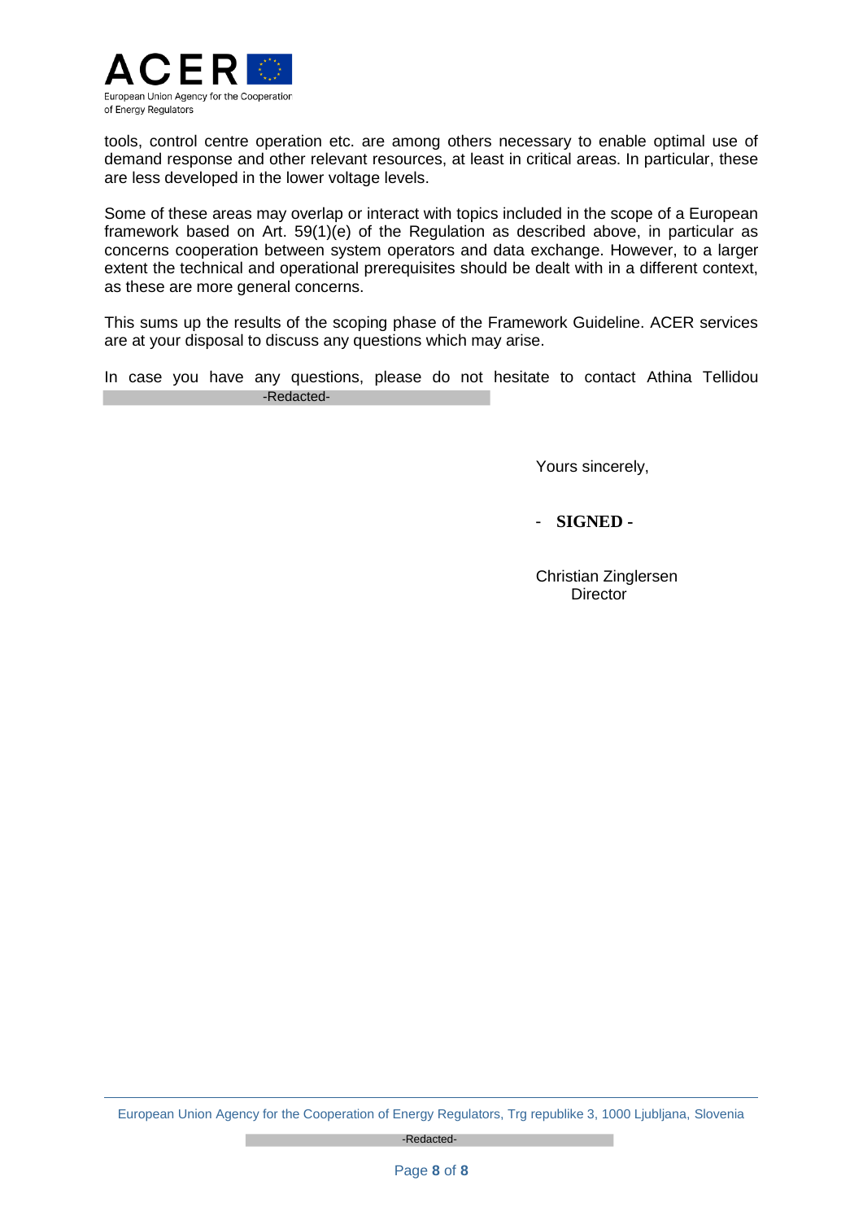tools, control centre operation etc. are among others necessary to enable optimal use of demand response and other relevant resources, at least in critical areas. In particular, these are less developed in the lower voltage levels.

Some of these areas may overlap or interact with topics included in the scope of a European framework based on Art. 59(1)(e) of the Regulation as described above, in particular as concerns cooperation between system operators and data exchange. However, to a larger extent the technical and operational prerequisites should be dealt with in a different context, as these are more general concerns.

This sums up the results of the scoping phase of the Framework Guideline. ACER services are at your disposal to discuss any questions which may arise.

In case you have any questions, please do not hesitate to contact Athina Tellidou -Redacted-

Yours sincerely,

- **SIGNED -**

Christian Zinglersen
Director